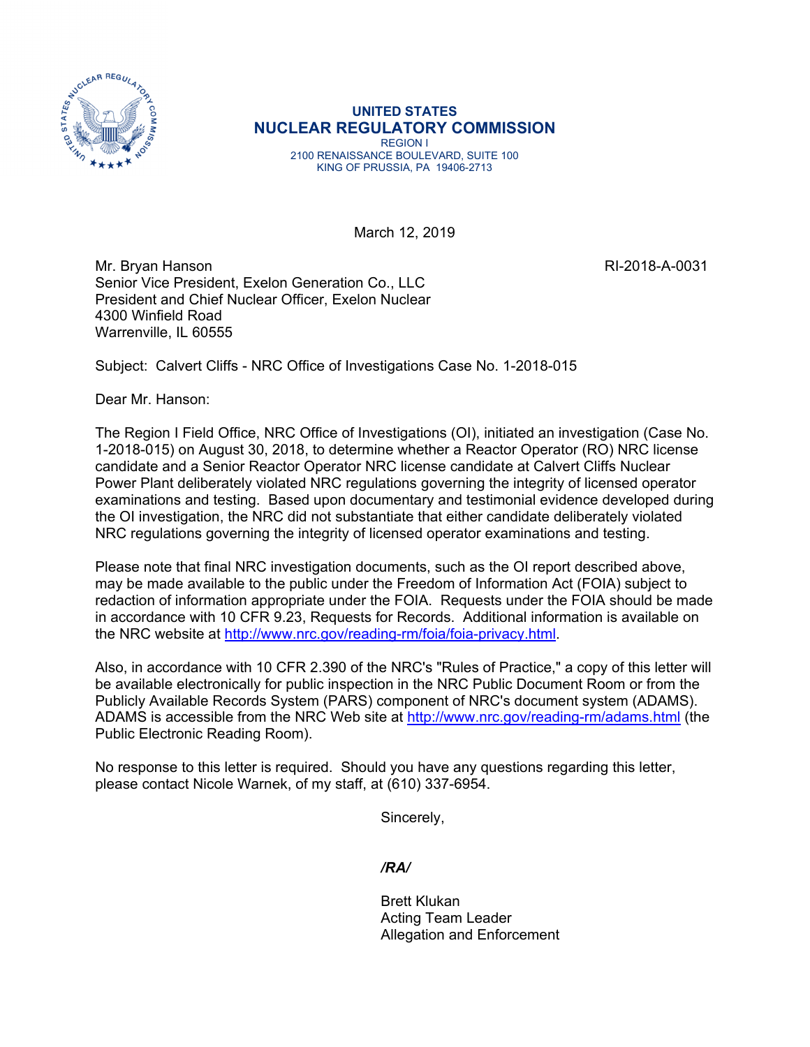**UNITED STATES**
**NUCLEAR REGULATORY COMMISSION**
REGION I
2100 RENAISSANCE BOULEVARD, SUITE 100
KING OF PRUSSIA, PA 19406-2713

March 12, 2019

Mr. Bryan Hanson
Senior Vice President, Exelon Generation Co., LLC
President and Chief Nuclear Officer, Exelon Nuclear
4300 Winfield Road
Warrenville, IL 60555

RI-2018-A-0031

Subject: Calvert Cliffs - NRC Office of Investigations Case No. 1-2018-015

Dear Mr. Hanson:

The Region I Field Office, NRC Office of Investigations (OI), initiated an investigation (Case No. 1-2018-015) on August 30, 2018, to determine whether a Reactor Operator (RO) NRC license candidate and a Senior Reactor Operator NRC license candidate at Calvert Cliffs Nuclear Power Plant deliberately violated NRC regulations governing the integrity of licensed operator examinations and testing. Based upon documentary and testimonial evidence developed during the OI investigation, the NRC did not substantiate that either candidate deliberately violated NRC regulations governing the integrity of licensed operator examinations and testing.

Please note that final NRC investigation documents, such as the OI report described above, may be made available to the public under the Freedom of Information Act (FOIA) subject to redaction of information appropriate under the FOIA. Requests under the FOIA should be made in accordance with 10 CFR 9.23, Requests for Records. Additional information is available on the NRC website at http://www.nrc.gov/reading-rm/foia/foia-privacy.html.

Also, in accordance with 10 CFR 2.390 of the NRC's "Rules of Practice," a copy of this letter will be available electronically for public inspection in the NRC Public Document Room or from the Publicly Available Records System (PARS) component of NRC's document system (ADAMS). ADAMS is accessible from the NRC Web site at http://www.nrc.gov/reading-rm/adams.html (the Public Electronic Reading Room).

No response to this letter is required. Should you have any questions regarding this letter, please contact Nicole Warnek, of my staff, at (610) 337-6954.

Sincerely,

***/RA/***

Brett Klukan
Acting Team Leader
Allegation and Enforcement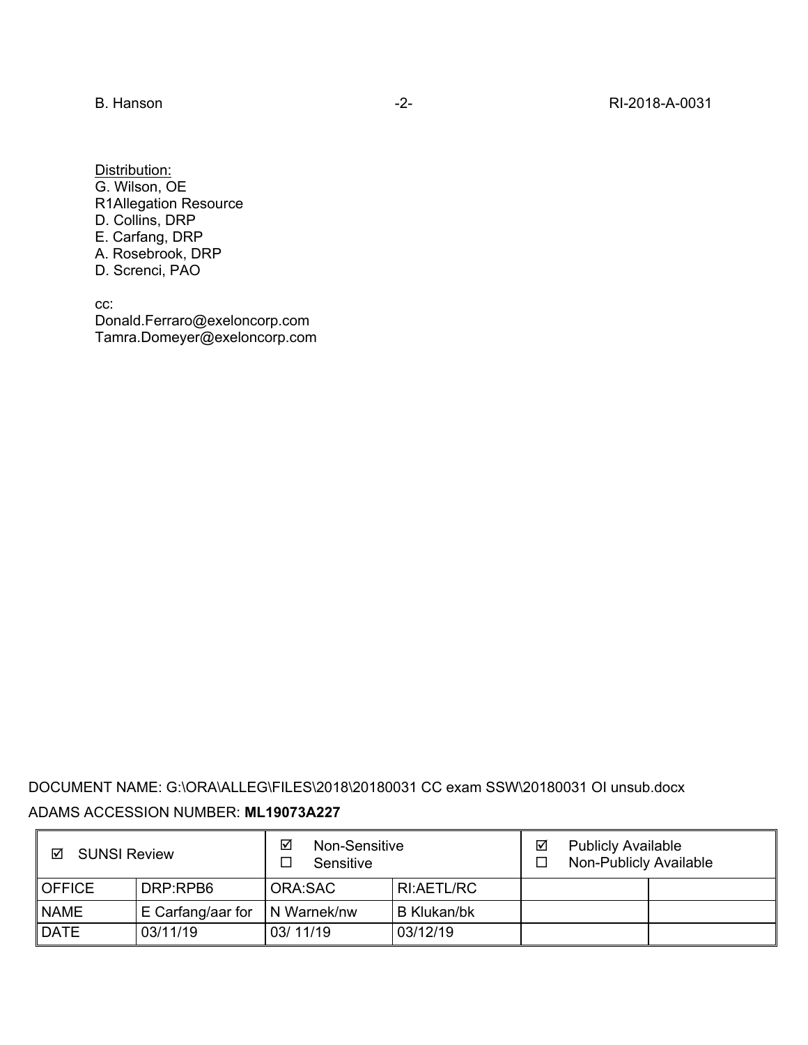Distribution:
G. Wilson, OE
R1Allegation Resource
D. Collins, DRP
E. Carfang, DRP
A. Rosebrook, DRP
D. Screnci, PAO

cc:
Donald.Ferraro@exeloncorp.com
Tamra.Domeyer@exeloncorp.com

DOCUMENT NAME: G:\ORA\ALLEG\FILES\2018\20180031 CC exam SSW\20180031 OI unsub.docx

ADAMS ACCESSION NUMBER: **ML19073A227**

| ☑ SUNSI Review | | ☑ Non-Sensitive ☐ Sensitive | | ☑ Publicly Available ☐ Non-Publicly Available | |
|---|---|---|---|---|---|
| OFFICE | DRP:RPB6 | ORA:SAC | RI:AETL/RC | | |
| NAME | E Carfang/aar for | N Warnek/nw | B Klukan/bk | | |
| DATE | 03/11/19 | 03/ 11/19 | 03/12/19 | | |